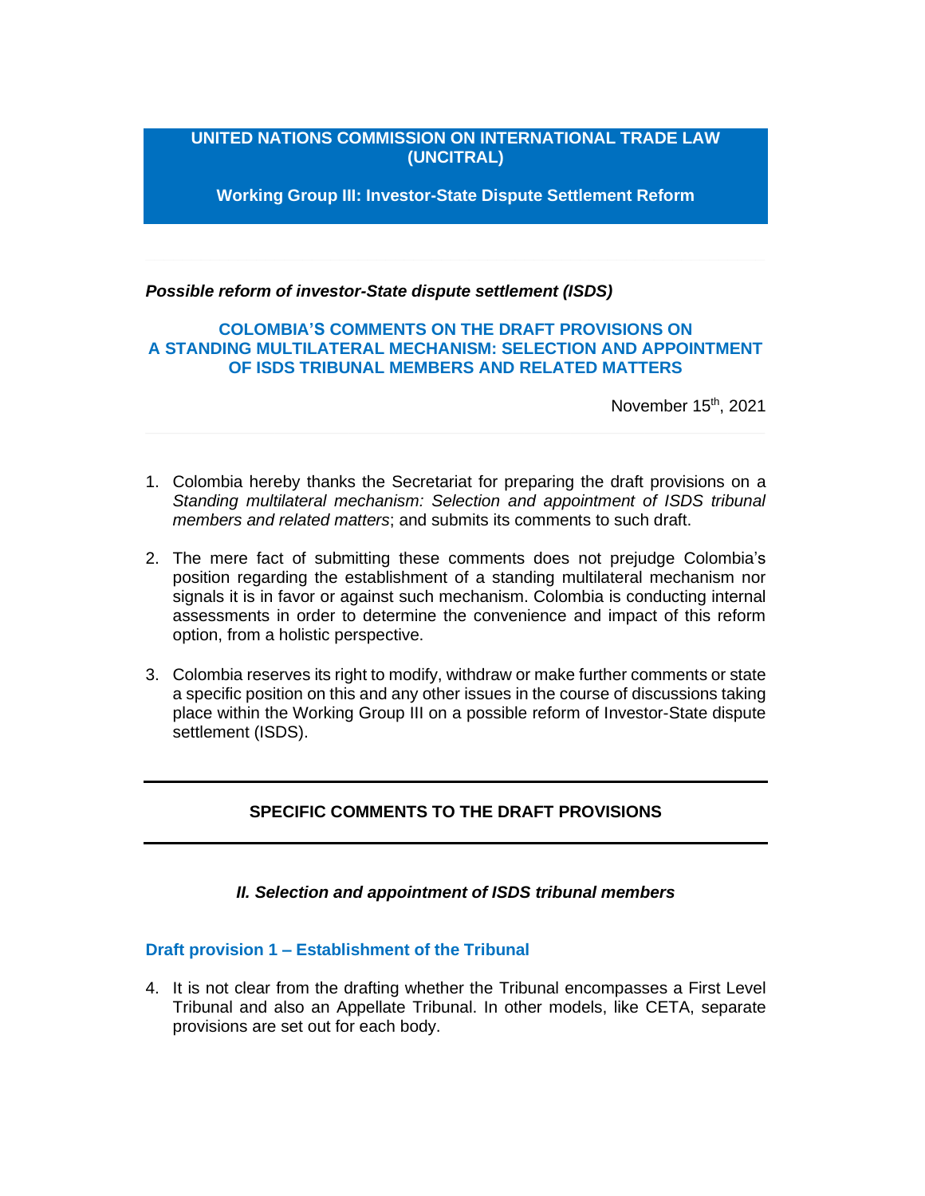**UNITED NATIONS COMMISSION ON INTERNATIONAL TRADE LAW (UNCITRAL)**

**Working Group III: Investor-State Dispute Settlement Reform**

***Possible reform of investor-State dispute settlement (ISDS)***

# COLOMBIA'S COMMENTS ON THE DRAFT PROVISIONS ON A STANDING MULTILATERAL MECHANISM: SELECTION AND APPOINTMENT OF ISDS TRIBUNAL MEMBERS AND RELATED MATTERS

November 15th, 2021

1. Colombia hereby thanks the Secretariat for preparing the draft provisions on a *Standing multilateral mechanism: Selection and appointment of ISDS tribunal members and related matters*; and submits its comments to such draft.

2. The mere fact of submitting these comments does not prejudge Colombia's position regarding the establishment of a standing multilateral mechanism nor signals it is in favor or against such mechanism. Colombia is conducting internal assessments in order to determine the convenience and impact of this reform option, from a holistic perspective.

3. Colombia reserves its right to modify, withdraw or make further comments or state a specific position on this and any other issues in the course of discussions taking place within the Working Group III on a possible reform of Investor-State dispute settlement (ISDS).

## SPECIFIC COMMENTS TO THE DRAFT PROVISIONS

### *II. Selection and appointment of ISDS tribunal members*

#### Draft provision 1 – Establishment of the Tribunal

4. It is not clear from the drafting whether the Tribunal encompasses a First Level Tribunal and also an Appellate Tribunal. In other models, like CETA, separate provisions are set out for each body.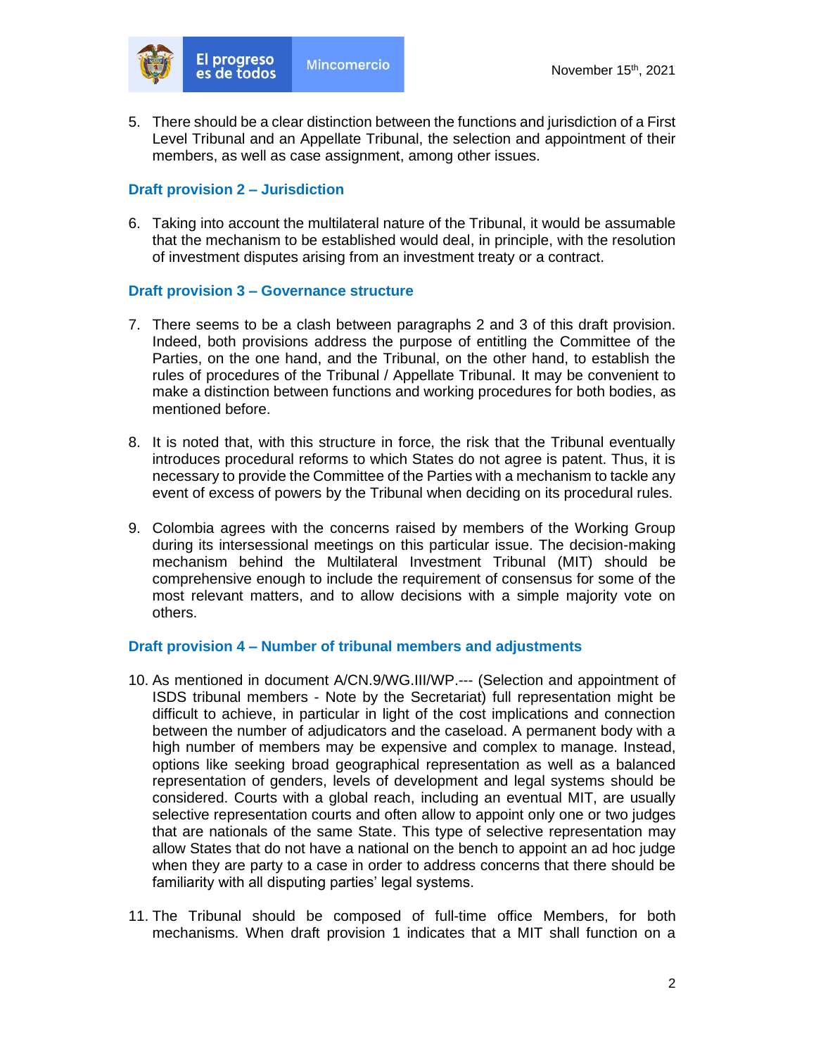5. There should be a clear distinction between the functions and jurisdiction of a First Level Tribunal and an Appellate Tribunal, the selection and appointment of their members, as well as case assignment, among other issues.

### Draft provision 2 – Jurisdiction

6. Taking into account the multilateral nature of the Tribunal, it would be assumable that the mechanism to be established would deal, in principle, with the resolution of investment disputes arising from an investment treaty or a contract.

### Draft provision 3 – Governance structure

7. There seems to be a clash between paragraphs 2 and 3 of this draft provision. Indeed, both provisions address the purpose of entitling the Committee of the Parties, on the one hand, and the Tribunal, on the other hand, to establish the rules of procedures of the Tribunal / Appellate Tribunal. It may be convenient to make a distinction between functions and working procedures for both bodies, as mentioned before.

8. It is noted that, with this structure in force, the risk that the Tribunal eventually introduces procedural reforms to which States do not agree is patent. Thus, it is necessary to provide the Committee of the Parties with a mechanism to tackle any event of excess of powers by the Tribunal when deciding on its procedural rules.

9. Colombia agrees with the concerns raised by members of the Working Group during its intersessional meetings on this particular issue. The decision-making mechanism behind the Multilateral Investment Tribunal (MIT) should be comprehensive enough to include the requirement of consensus for some of the most relevant matters, and to allow decisions with a simple majority vote on others.

### Draft provision 4 – Number of tribunal members and adjustments

10. As mentioned in document A/CN.9/WG.III/WP.--- (Selection and appointment of ISDS tribunal members - Note by the Secretariat) full representation might be difficult to achieve, in particular in light of the cost implications and connection between the number of adjudicators and the caseload. A permanent body with a high number of members may be expensive and complex to manage. Instead, options like seeking broad geographical representation as well as a balanced representation of genders, levels of development and legal systems should be considered. Courts with a global reach, including an eventual MIT, are usually selective representation courts and often allow to appoint only one or two judges that are nationals of the same State. This type of selective representation may allow States that do not have a national on the bench to appoint an ad hoc judge when they are party to a case in order to address concerns that there should be familiarity with all disputing parties' legal systems.

11. The Tribunal should be composed of full-time office Members, for both mechanisms. When draft provision 1 indicates that a MIT shall function on a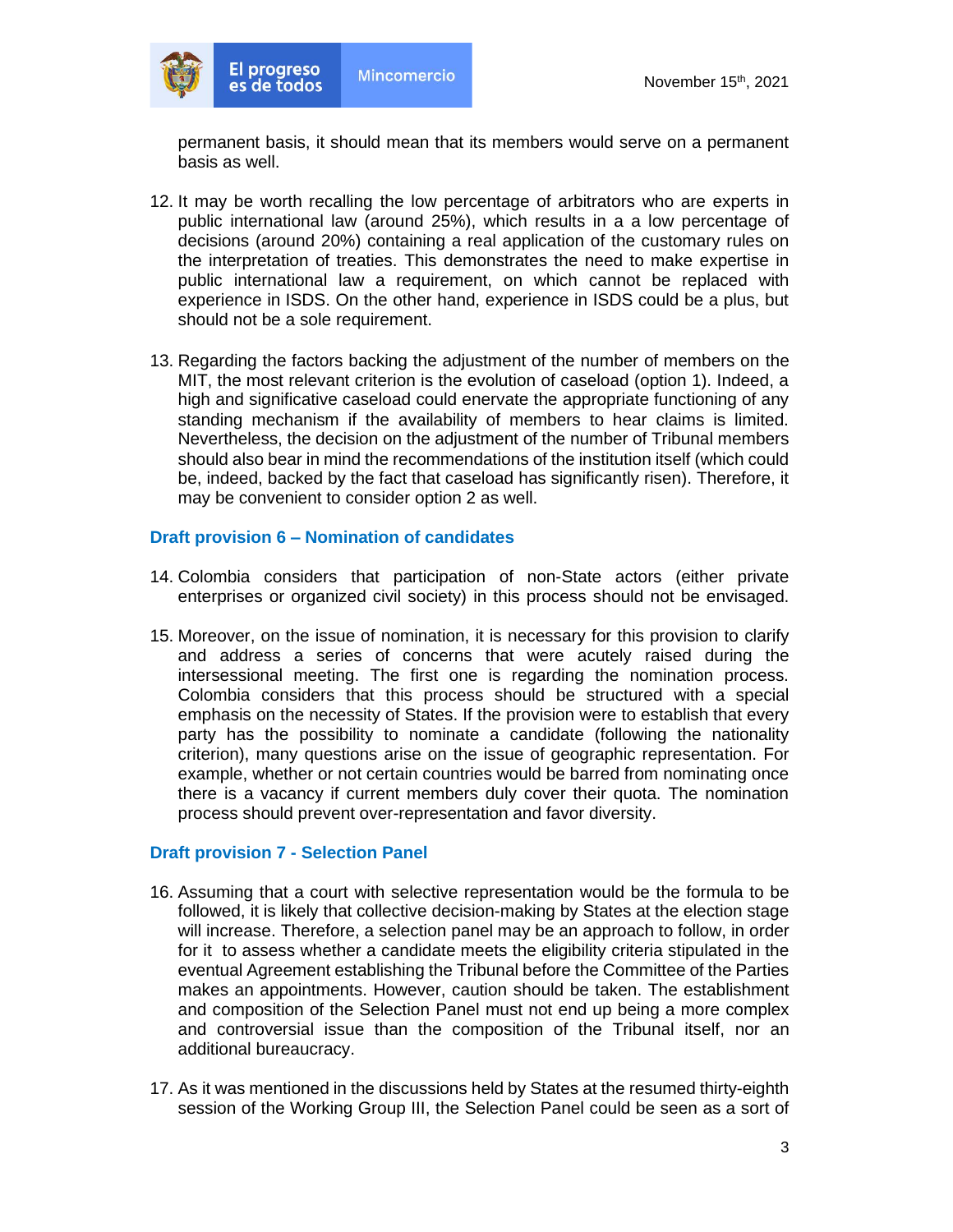permanent basis, it should mean that its members would serve on a permanent basis as well.

12. It may be worth recalling the low percentage of arbitrators who are experts in public international law (around 25%), which results in a a low percentage of decisions (around 20%) containing a real application of the customary rules on the interpretation of treaties. This demonstrates the need to make expertise in public international law a requirement, on which cannot be replaced with experience in ISDS. On the other hand, experience in ISDS could be a plus, but should not be a sole requirement.

13. Regarding the factors backing the adjustment of the number of members on the MIT, the most relevant criterion is the evolution of caseload (option 1). Indeed, a high and significative caseload could enervate the appropriate functioning of any standing mechanism if the availability of members to hear claims is limited. Nevertheless, the decision on the adjustment of the number of Tribunal members should also bear in mind the recommendations of the institution itself (which could be, indeed, backed by the fact that caseload has significantly risen). Therefore, it may be convenient to consider option 2 as well.

### Draft provision 6 – Nomination of candidates

14. Colombia considers that participation of non-State actors (either private enterprises or organized civil society) in this process should not be envisaged.

15. Moreover, on the issue of nomination, it is necessary for this provision to clarify and address a series of concerns that were acutely raised during the intersessional meeting. The first one is regarding the nomination process. Colombia considers that this process should be structured with a special emphasis on the necessity of States. If the provision were to establish that every party has the possibility to nominate a candidate (following the nationality criterion), many questions arise on the issue of geographic representation. For example, whether or not certain countries would be barred from nominating once there is a vacancy if current members duly cover their quota. The nomination process should prevent over-representation and favor diversity.

### Draft provision 7 - Selection Panel

16. Assuming that a court with selective representation would be the formula to be followed, it is likely that collective decision-making by States at the election stage will increase. Therefore, a selection panel may be an approach to follow, in order for it to assess whether a candidate meets the eligibility criteria stipulated in the eventual Agreement establishing the Tribunal before the Committee of the Parties makes an appointments. However, caution should be taken. The establishment and composition of the Selection Panel must not end up being a more complex and controversial issue than the composition of the Tribunal itself, nor an additional bureaucracy.

17. As it was mentioned in the discussions held by States at the resumed thirty-eighth session of the Working Group III, the Selection Panel could be seen as a sort of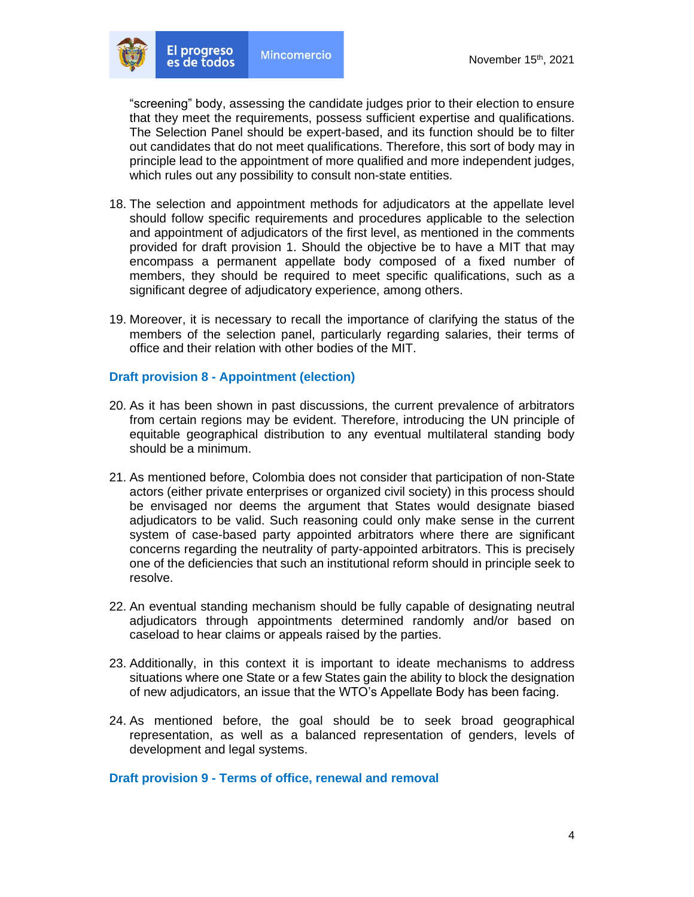"screening" body, assessing the candidate judges prior to their election to ensure that they meet the requirements, possess sufficient expertise and qualifications. The Selection Panel should be expert-based, and its function should be to filter out candidates that do not meet qualifications. Therefore, this sort of body may in principle lead to the appointment of more qualified and more independent judges, which rules out any possibility to consult non-state entities.

18. The selection and appointment methods for adjudicators at the appellate level should follow specific requirements and procedures applicable to the selection and appointment of adjudicators of the first level, as mentioned in the comments provided for draft provision 1. Should the objective be to have a MIT that may encompass a permanent appellate body composed of a fixed number of members, they should be required to meet specific qualifications, such as a significant degree of adjudicatory experience, among others.

19. Moreover, it is necessary to recall the importance of clarifying the status of the members of the selection panel, particularly regarding salaries, their terms of office and their relation with other bodies of the MIT.

### Draft provision 8 - Appointment (election)

20. As it has been shown in past discussions, the current prevalence of arbitrators from certain regions may be evident. Therefore, introducing the UN principle of equitable geographical distribution to any eventual multilateral standing body should be a minimum.

21. As mentioned before, Colombia does not consider that participation of non-State actors (either private enterprises or organized civil society) in this process should be envisaged nor deems the argument that States would designate biased adjudicators to be valid. Such reasoning could only make sense in the current system of case-based party appointed arbitrators where there are significant concerns regarding the neutrality of party-appointed arbitrators. This is precisely one of the deficiencies that such an institutional reform should in principle seek to resolve.

22. An eventual standing mechanism should be fully capable of designating neutral adjudicators through appointments determined randomly and/or based on caseload to hear claims or appeals raised by the parties.

23. Additionally, in this context it is important to ideate mechanisms to address situations where one State or a few States gain the ability to block the designation of new adjudicators, an issue that the WTO's Appellate Body has been facing.

24. As mentioned before, the goal should be to seek broad geographical representation, as well as a balanced representation of genders, levels of development and legal systems.

### Draft provision 9 - Terms of office, renewal and removal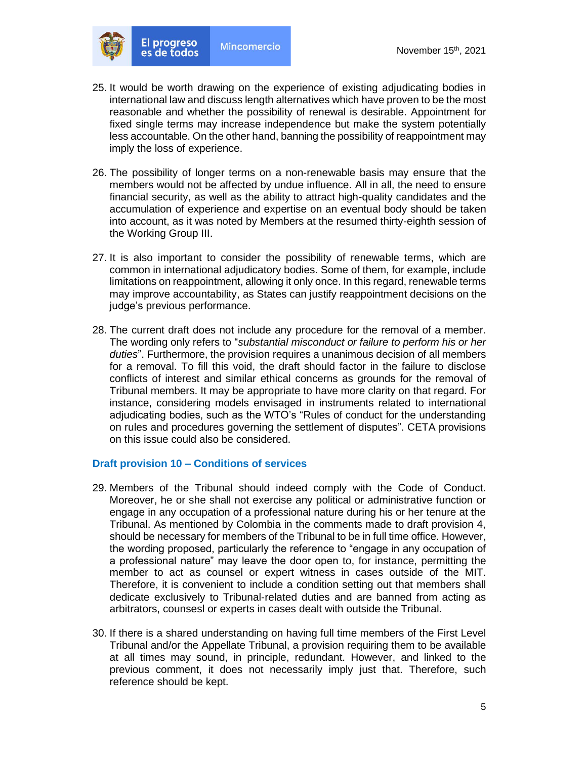25. It would be worth drawing on the experience of existing adjudicating bodies in international law and discuss length alternatives which have proven to be the most reasonable and whether the possibility of renewal is desirable. Appointment for fixed single terms may increase independence but make the system potentially less accountable. On the other hand, banning the possibility of reappointment may imply the loss of experience.

26. The possibility of longer terms on a non-renewable basis may ensure that the members would not be affected by undue influence. All in all, the need to ensure financial security, as well as the ability to attract high-quality candidates and the accumulation of experience and expertise on an eventual body should be taken into account, as it was noted by Members at the resumed thirty-eighth session of the Working Group III.

27. It is also important to consider the possibility of renewable terms, which are common in international adjudicatory bodies. Some of them, for example, include limitations on reappointment, allowing it only once. In this regard, renewable terms may improve accountability, as States can justify reappointment decisions on the judge's previous performance.

28. The current draft does not include any procedure for the removal of a member. The wording only refers to "*substantial misconduct or failure to perform his or her duties*". Furthermore, the provision requires a unanimous decision of all members for a removal. To fill this void, the draft should factor in the failure to disclose conflicts of interest and similar ethical concerns as grounds for the removal of Tribunal members. It may be appropriate to have more clarity on that regard. For instance, considering models envisaged in instruments related to international adjudicating bodies, such as the WTO's "Rules of conduct for the understanding on rules and procedures governing the settlement of disputes". CETA provisions on this issue could also be considered.

### Draft provision 10 – Conditions of services

29. Members of the Tribunal should indeed comply with the Code of Conduct. Moreover, he or she shall not exercise any political or administrative function or engage in any occupation of a professional nature during his or her tenure at the Tribunal. As mentioned by Colombia in the comments made to draft provision 4, should be necessary for members of the Tribunal to be in full time office. However, the wording proposed, particularly the reference to "engage in any occupation of a professional nature" may leave the door open to, for instance, permitting the member to act as counsel or expert witness in cases outside of the MIT. Therefore, it is convenient to include a condition setting out that members shall dedicate exclusively to Tribunal-related duties and are banned from acting as arbitrators, counsesl or experts in cases dealt with outside the Tribunal.

30. If there is a shared understanding on having full time members of the First Level Tribunal and/or the Appellate Tribunal, a provision requiring them to be available at all times may sound, in principle, redundant. However, and linked to the previous comment, it does not necessarily imply just that. Therefore, such reference should be kept.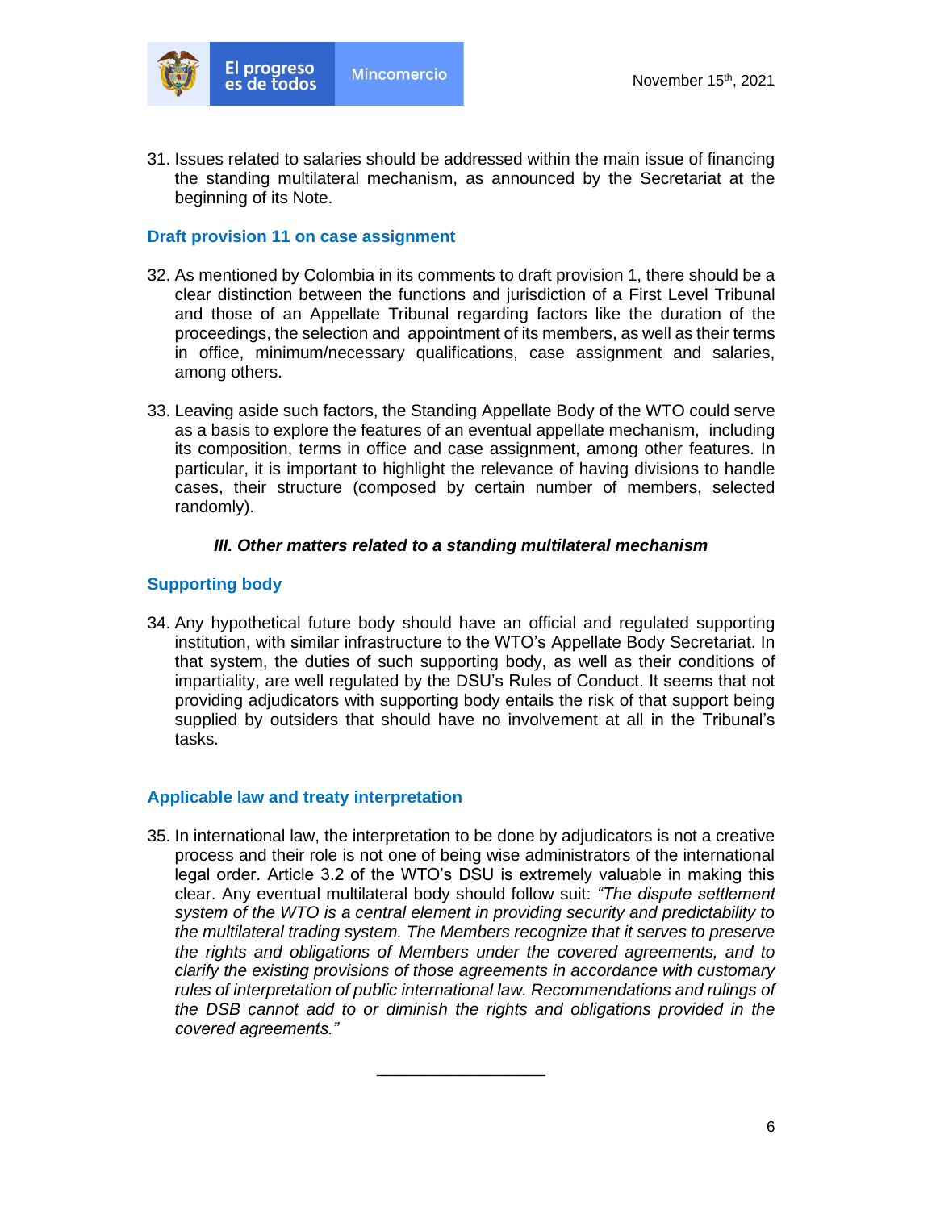31. Issues related to salaries should be addressed within the main issue of financing the standing multilateral mechanism, as announced by the Secretariat at the beginning of its Note.

### Draft provision 11 on case assignment

32. As mentioned by Colombia in its comments to draft provision 1, there should be a clear distinction between the functions and jurisdiction of a First Level Tribunal and those of an Appellate Tribunal regarding factors like the duration of the proceedings, the selection and appointment of its members, as well as their terms in office, minimum/necessary qualifications, case assignment and salaries, among others.

33. Leaving aside such factors, the Standing Appellate Body of the WTO could serve as a basis to explore the features of an eventual appellate mechanism, including its composition, terms in office and case assignment, among other features. In particular, it is important to highlight the relevance of having divisions to handle cases, their structure (composed by certain number of members, selected randomly).

## *III. Other matters related to a standing multilateral mechanism*

### Supporting body

34. Any hypothetical future body should have an official and regulated supporting institution, with similar infrastructure to the WTO's Appellate Body Secretariat. In that system, the duties of such supporting body, as well as their conditions of impartiality, are well regulated by the DSU's Rules of Conduct. It seems that not providing adjudicators with supporting body entails the risk of that support being supplied by outsiders that should have no involvement at all in the Tribunal's tasks.

### Applicable law and treaty interpretation

35. In international law, the interpretation to be done by adjudicators is not a creative process and their role is not one of being wise administrators of the international legal order. Article 3.2 of the WTO's DSU is extremely valuable in making this clear. Any eventual multilateral body should follow suit: *"The dispute settlement system of the WTO is a central element in providing security and predictability to the multilateral trading system. The Members recognize that it serves to preserve the rights and obligations of Members under the covered agreements, and to clarify the existing provisions of those agreements in accordance with customary rules of interpretation of public international law. Recommendations and rulings of the DSB cannot add to or diminish the rights and obligations provided in the covered agreements."*

___________________